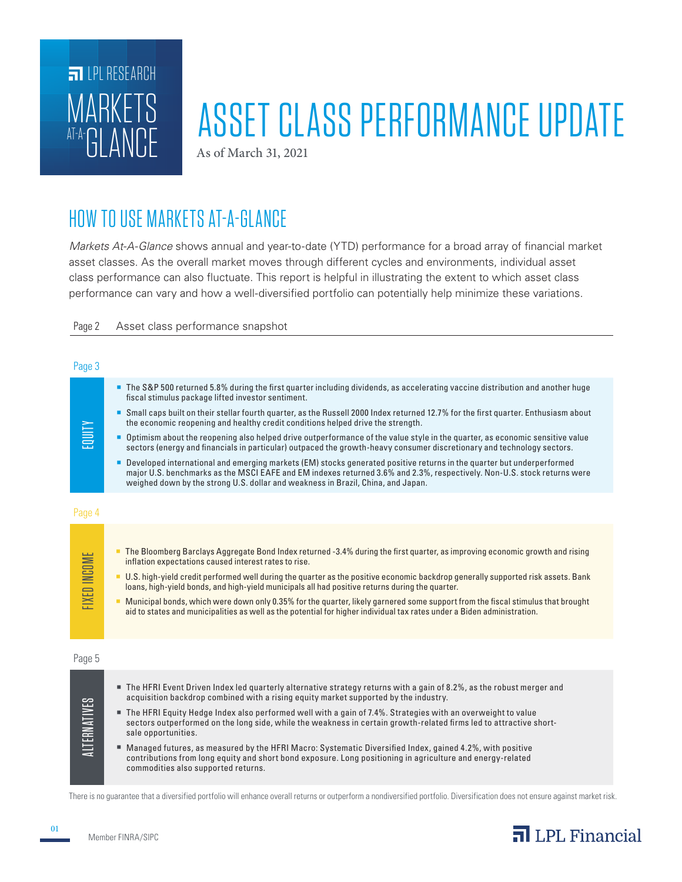LPL RESEARCH

MARKETS AT-A-GLANCE

# ASSET CLASS PERFORMANCE UPDATE

As of March 31, 2021

## HOW TO USE MARKETS AT-A-GLANCE

*Markets At-A-Glance* shows annual and year-to-date (YTD) performance for a broad array of financial market asset classes. As the overall market moves through different cycles and environments, individual asset class performance can also fluctuate. This report is helpful in illustrating the extent to which asset class performance can vary and how a well-diversified portfolio can potentially help minimize these variations.

Page 2 — Asset class performance snapshot

Page 3

### EQUITY

- The S&P 500 returned 5.8% during the first quarter including dividends, as accelerating vaccine distribution and another huge fiscal stimulus package lifted investor sentiment.
- Small caps built on their stellar fourth quarter, as the Russell 2000 Index returned 12.7% for the first quarter. Enthusiasm about the economic reopening and healthy credit conditions helped drive the strength.
- Optimism about the reopening also helped drive outperformance of the value style in the quarter, as economic sensitive value sectors (energy and financials in particular) outpaced the growth-heavy consumer discretionary and technology sectors.
- Developed international and emerging markets (EM) stocks generated positive returns in the quarter but underperformed major U.S. benchmarks as the MSCI EAFE and EM indexes returned 3.6% and 2.3%, respectively. Non-U.S. stock returns were weighed down by the strong U.S. dollar and weakness in Brazil, China, and Japan.

Page 4

### FIXED INCOME

- The Bloomberg Barclays Aggregate Bond Index returned -3.4% during the first quarter, as improving economic growth and rising inflation expectations caused interest rates to rise.
- U.S. high-yield credit performed well during the quarter as the positive economic backdrop generally supported risk assets. Bank loans, high-yield bonds, and high-yield municipals all had positive returns during the quarter.
- Municipal bonds, which were down only 0.35% for the quarter, likely garnered some support from the fiscal stimulus that brought aid to states and municipalities as well as the potential for higher individual tax rates under a Biden administration.

Page 5

### ALTERNATIVES

- The HFRI Event Driven Index led quarterly alternative strategy returns with a gain of 8.2%, as the robust merger and acquisition backdrop combined with a rising equity market supported by the industry.
- The HFRI Equity Hedge Index also performed well with a gain of 7.4%. Strategies with an overweight to value sectors outperformed on the long side, while the weakness in certain growth-related firms led to attractive short-sale opportunities.
- Managed futures, as measured by the HFRI Macro: Systematic Diversified Index, gained 4.2%, with positive contributions from long equity and short bond exposure. Long positioning in agriculture and energy-related commodities also supported returns.

There is no guarantee that a diversified portfolio will enhance overall returns or outperform a nondiversified portfolio. Diversification does not ensure against market risk.

Member FINRA/SIPC

LPL Financial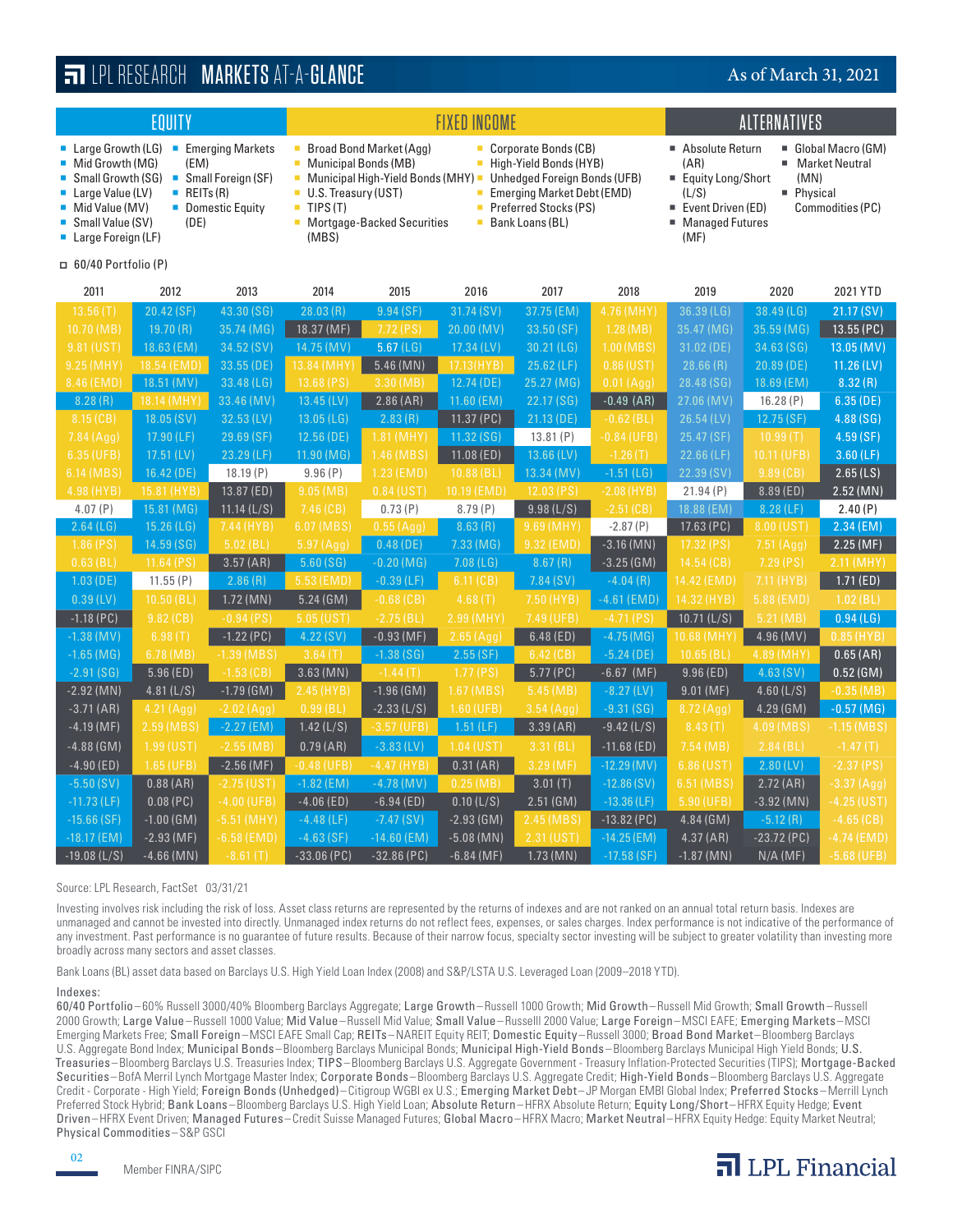# LPL RESEARCH MARKETS AT-A-GLANCE

As of March 31, 2021

| EQUITY | | FIXED INCOME | | ALTERNATIVES | |
|---|---|---|---|---|---|
| Large Growth (LG) | Emerging Markets (EM) | Broad Bond Market (Agg) | Corporate Bonds (CB) | Absolute Return (AR) | Global Macro (GM) |
| Mid Growth (MG) | Small Foreign (SF) | Municipal Bonds (MB) | High-Yield Bonds (HYB) | Equity Long/Short (L/S) | Market Neutral (MN) |
| Small Growth (SG) | REITs (R) | Municipal High-Yield Bonds (MHY) | Unhedged Foreign Bonds (UFB) | Event Driven (ED) | Physical Commodities (PC) |
| Large Value (LV) | Domestic Equity (DE) | U.S. Treasury (UST) | Emerging Market Debt (EMD) | Managed Futures (MF) | |
| Mid Value (MV) | | TIPS (T) | Preferred Stocks (PS) | | |
| Small Value (SV) | | Mortgage-Backed Securities (MBS) | Bank Loans (BL) | | |
| Large Foreign (LF) | | | | | |

60/40 Portfolio (P)

| 2011 | 2012 | 2013 | 2014 | 2015 | 2016 | 2017 | 2018 | 2019 | 2020 | 2021 YTD |
|---|---|---|---|---|---|---|---|---|---|---|
| 13.56 (T) | 20.42 (SF) | 43.30 (SG) | 28.03 (R) | 9.94 (SF) | 31.74 (SV) | 37.75 (EM) | 4.76 (MHY) | 36.39 (LG) | 38.49 (LG) | 21.17 (SV) |
| 10.70 (MB) | 19.70 (R) | 35.74 (MG) | 18.37 (MF) | 7.72 (PS) | 20.00 (MV) | 33.50 (SF) | 1.28 (MB) | 35.47 (MG) | 35.59 (MG) | 13.55 (PC) |
| 9.81 (UST) | 18.63 (EM) | 34.52 (SV) | 14.75 (MV) | 5.67 (LG) | 17.34 (LV) | 30.21 (LG) | 1.00 (MBS) | 31.02 (DE) | 34.63 (SG) | 13.05 (MV) |
| 9.25 (MHY) | 18.54 (EMD) | 33.55 (DE) | 13.84 (MHY) | 5.46 (MN) | 17.13 (HYB) | 25.62 (LF) | 0.86 (UST) | 28.66 (R) | 20.89 (DE) | 11.26 (LV) |
| 8.46 (EMD) | 18.51 (MV) | 33.48 (LG) | 13.68 (PS) | 3.30 (MB) | 12.74 (DE) | 25.27 (MG) | 0.01 (Agg) | 28.48 (SG) | 18.69 (EM) | 8.32 (R) |
| 8.28 (R) | 18.14 (MHY) | 33.46 (MV) | 13.45 (LV) | 2.86 (AR) | 11.60 (EM) | 22.17 (SG) | -0.49 (AR) | 27.06 (MV) | 16.28 (P) | 6.35 (DE) |
| 8.15 (CB) | 18.05 (SV) | 32.53 (LV) | 13.05 (LG) | 2.83 (R) | 11.37 (PC) | 21.13 (DE) | -0.62 (BL) | 26.54 (LV) | 12.75 (SF) | 4.88 (SG) |
| 7.84 (Agg) | 17.90 (LF) | 29.69 (SF) | 12.56 (DE) | 1.81 (MHY) | 11.32 (SG) | 13.81 (P) | -0.84 (UFB) | 25.47 (SF) | 10.99 (T) | 4.59 (SF) |
| 6.35 (UFB) | 17.51 (LV) | 23.29 (LF) | 11.90 (MG) | 1.46 (MBS) | 11.08 (ED) | 13.66 (LV) | -1.26 (T) | 22.66 (LF) | 10.11 (UFB) | 3.60 (LF) |
| 6.14 (MBS) | 16.42 (DE) | 18.19 (P) | 9.96 (P) | 1.23 (EMD) | 10.88 (BL) | 13.34 (MV) | -1.51 (LG) | 22.39 (SV) | 9.89 (CB) | 2.65 (LS) |
| 4.98 (HYB) | 15.81 (HYB) | 13.87 (ED) | 9.05 (MB) | 0.84 (UST) | 10.19 (EMD) | 12.03 (PS) | -2.08 (HYB) | 21.94 (P) | 8.89 (ED) | 2.52 (MN) |
| 4.07 (P) | 15.81 (MG) | 11.14 (L/S) | 7.46 (CB) | 0.73 (P) | 8.79 (P) | 9.98 (L/S) | -2.51 (CB) | 18.88 (EM) | 8.28 (LF) | 2.40 (P) |
| 2.64 (LG) | 15.26 (LG) | 7.44 (HYB) | 6.07 (MBS) | 0.55 (Agg) | 8.63 (R) | 9.69 (MHY) | -2.87 (P) | 17.63 (PC) | 8.00 (UST) | 2.34 (EM) |
| 1.86 (PS) | 14.59 (SG) | 5.02 (BL) | 5.97 (Agg) | 0.48 (DE) | 7.33 (MG) | 9.32 (EMD) | -3.16 (MN) | 17.32 (PS) | 7.51 (Agg) | 2.25 (MF) |
| 0.63 (BL) | 11.64 (PS) | 3.57 (AR) | 5.60 (SG) | -0.20 (MG) | 7.08 (LG) | 8.67 (R) | -3.25 (GM) | 14.54 (CB) | 7.29 (PS) | 2.11 (MHY) |
| 1.03 (DE) | 11.55 (P) | 2.86 (R) | 5.53 (EMD) | -0.39 (LF) | 6.11 (CB) | 7.84 (SV) | -4.04 (R) | 14.42 (EMD) | 7.11 (HYB) | 1.71 (ED) |
| 0.39 (LV) | 10.50 (BL) | 1.72 (MN) | 5.24 (GM) | -0.68 (CB) | 4.68 (T) | 7.50 (HYB) | -4.61 (EMD) | 14.32 (HYB) | 5.88 (EMD) | 1.02 (BL) |
| -1.18 (PC) | 9.82 (CB) | -0.94 (PS) | 5.05 (UST) | -2.75 (BL) | 2.99 (MHY) | 7.49 (UFB) | -4.71 (PS) | 10.71 (L/S) | 5.21 (MB) | 0.94 (LG) |
| -1.38 (MV) | 6.98 (T) | -1.22 (PC) | 4.22 (SV) | -0.93 (MF) | 2.65 (Agg) | 6.48 (ED) | -4.75 (MG) | 10.68 (MHY) | 4.96 (MV) | 0.85 (HYB) |
| -1.65 (MG) | 6.78 (MB) | -1.39 (MBS) | 3.64 (T) | -1.38 (SG) | 2.55 (SF) | 6.42 (CB) | -5.24 (DE) | 10.65 (BL) | 4.89 (MHY) | 0.65 (AR) |
| -2.91 (SG) | 5.96 (ED) | -1.53 (CB) | 3.63 (MN) | -1.44 (T) | 1.77 (PS) | 5.77 (PC) | -6.67 (MF) | 9.96 (ED) | 4.63 (SV) | 0.52 (GM) |
| -2.92 (MN) | 4.81 (L/S) | -1.79 (GM) | 2.45 (HYB) | -1.96 (GM) | 1.67 (MBS) | 5.45 (MB) | -8.27 (LV) | 9.01 (MF) | 4.60 (L/S) | -0.35 (MB) |
| -3.71 (AR) | 4.21 (Agg) | -2.02 (Agg) | 0.99 (BL) | -2.33 (L/S) | 1.60 (UFB) | 3.54 (Agg) | -9.31 (SG) | 8.72 (Agg) | 4.29 (GM) | -0.57 (MG) |
| -4.19 (MF) | 2.59 (MBS) | -2.27 (EM) | 1.42 (L/S) | -3.57 (UFB) | 1.51 (LF) | 3.39 (AR) | -9.42 (L/S) | 8.43 (T) | 4.09 (MBS) | -1.15 (MBS) |
| -4.88 (GM) | 1.99 (UST) | -2.55 (MB) | 0.79 (AR) | -3.83 (LV) | 1.04 (UST) | 3.31 (BL) | -11.68 (ED) | 7.54 (MB) | 2.84 (BL) | -1.47 (T) |
| -4.90 (ED) | 1.65 (UFB) | -2.56 (MF) | -0.48 (UFB) | -4.47 (HYB) | 0.31 (AR) | 3.29 (MF) | -12.29 (MV) | 6.86 (UST) | 2.80 (LV) | -2.37 (PS) |
| -5.50 (SV) | 0.88 (AR) | -2.75 (UST) | -1.82 (EM) | -4.78 (MV) | 0.25 (MB) | 3.01 (T) | -12.86 (SV) | 6.51 (MBS) | 2.72 (AR) | -3.37 (Agg) |
| -11.73 (LF) | 0.08 (PC) | -4.00 (UFB) | -4.06 (ED) | -6.94 (ED) | 0.10 (L/S) | 2.51 (GM) | -13.36 (LF) | 5.90 (UFB) | -3.92 (MN) | -4.25 (UST) |
| -15.66 (SF) | -1.00 (GM) | -5.51 (MHY) | -4.48 (LF) | -7.47 (SV) | -2.93 (GM) | 2.45 (MBS) | -13.82 (PC) | 4.84 (GM) | -5.12 (R) | -4.65 (CB) |
| -18.17 (EM) | -2.93 (MF) | -6.58 (EMD) | -4.63 (SF) | -14.60 (EM) | -5.08 (MN) | 2.31 (UST) | -14.25 (EM) | 4.37 (AR) | -23.72 (PC) | -4.74 (EMD) |
| -19.08 (L/S) | -4.66 (MN) | -8.61 (T) | -33.06 (PC) | -32.86 (PC) | -6.84 (MF) | 1.73 (MN) | -17.58 (SF) | -1.87 (MN) | N/A (MF) | -5.68 (UFB) |

Source: LPL Research, FactSet 03/31/21

Investing involves risk including the risk of loss. Asset class returns are represented by the returns of indexes and are not ranked on an annual total return basis. Indexes are unmanaged and cannot be invested into directly. Unmanaged index returns do not reflect fees, expenses, or sales charges. Index performance is not indicative of the performance of any investment. Past performance is no guarantee of future results. Because of their narrow focus, specialty sector investing will be subject to greater volatility than investing more broadly across many sectors and asset classes.

Bank Loans (BL) asset data based on Barclays U.S. High Yield Loan Index (2008) and S&P/LSTA U.S. Leveraged Loan (2009–2018 YTD).

Indexes:

**60/40 Portfolio**–60% Russell 3000/40% Bloomberg Barclays Aggregate; **Large Growth**–Russell 1000 Growth; **Mid Growth**–Russell Mid Growth; **Small Growth**–Russell 2000 Growth; **Large Value**–Russell 1000 Value; **Mid Value**–Russell Mid Value; **Small Value**–Russelll 2000 Value; **Large Foreign**–MSCI EAFE; **Emerging Markets**–MSCI Emerging Markets Free; **Small Foreign**–MSCI EAFE Small Cap; **REITs**–NAREIT Equity REIT; **Domestic Equity**–Russell 3000; **Broad Bond Market**–Bloomberg Barclays U.S. Aggregate Bond Index; **Municipal Bonds**–Bloomberg Barclays Municipal Bonds; **Municipal High-Yield Bonds**–Bloomberg Barclays Municipal High Yield Bonds; **U.S. Treasuries**–Bloomberg Barclays U.S. Treasuries Index; **TIPS**–Bloomberg Barclays U.S. Aggregate Government - Treasury Inflation-Protected Securities (TIPS); **Mortgage-Backed Securities**–BofA Merril Lynch Mortgage Master Index; **Corporate Bonds**–Bloomberg Barclays U.S. Aggregate Credit; **High-Yield Bonds**–Bloomberg Barclays U.S. Aggregate Credit - Corporate - High Yield; **Foreign Bonds (Unhedged)**–Citigroup WGBI ex U.S.; **Emerging Market Debt**–JP Morgan EMBI Global Index; **Preferred Stocks**–Merrill Lynch Preferred Stock Hybrid; **Bank Loans**–Bloomberg Barclays U.S. High Yield Loan; **Absolute Return**–HFRX Absolute Return; **Equity Long/Short**–HFRX Equity Hedge; **Event Driven**–HFRX Event Driven; **Managed Futures**–Credit Suisse Managed Futures; **Global Macro**–HFRX Macro; **Market Neutral**–HFRX Equity Hedge: Equity Market Neutral; **Physical Commodities**–S&P GSCI

Member FINRA/SIPC

LPL Financial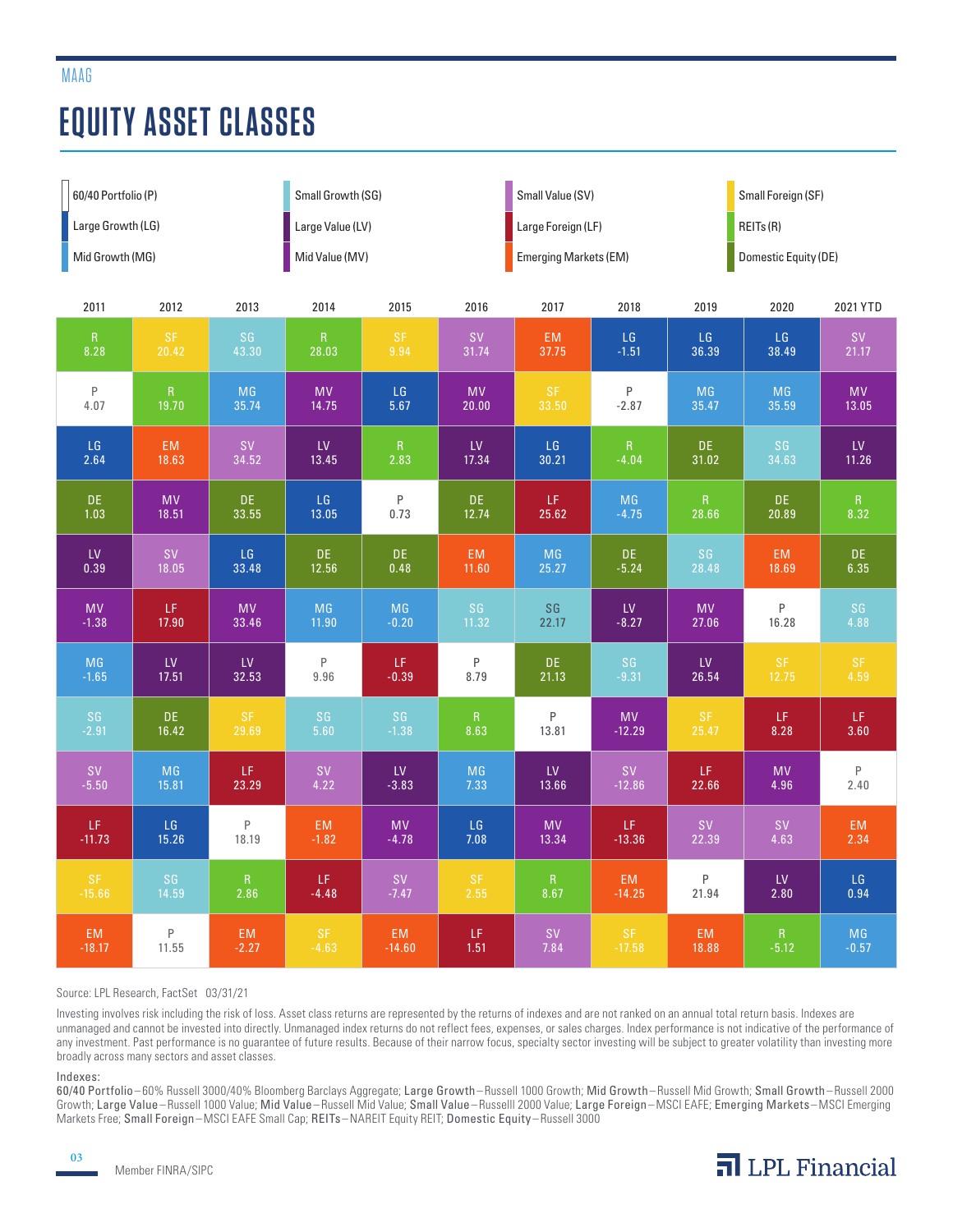MAAG

# EQUITY ASSET CLASSES

| | | | |
|---|---|---|---|
| 60/40 Portfolio (P) | Small Growth (SG) | Small Value (SV) | Small Foreign (SF) |
| Large Growth (LG) | Large Value (LV) | Large Foreign (LF) | REITs (R) |
| Mid Growth (MG) | Mid Value (MV) | Emerging Markets (EM) | Domestic Equity (DE) |

| 2011 | 2012 | 2013 | 2014 | 2015 | 2016 | 2017 | 2018 | 2019 | 2020 | 2021 YTD |
|---|---|---|---|---|---|---|---|---|---|---|
| R 8.28 | SF 20.42 | SG 43.30 | R 28.03 | SF 9.94 | SV 31.74 | EM 37.75 | LG -1.51 | LG 36.39 | LG 38.49 | SV 21.17 |
| P 4.07 | R 19.70 | MG 35.74 | MV 14.75 | LG 5.67 | MV 20.00 | SF 33.50 | P -2.87 | MG 35.47 | MG 35.59 | MV 13.05 |
| LG 2.64 | EM 18.63 | SV 34.52 | LV 13.45 | R 2.83 | LV 17.34 | LG 30.21 | R -4.04 | DE 31.02 | SG 34.63 | LV 11.26 |
| DE 1.03 | MV 18.51 | DE 33.55 | LG 13.05 | P 0.73 | DE 12.74 | LF 25.62 | MG -4.75 | R 28.66 | DE 20.89 | R 8.32 |
| LV 0.39 | SV 18.05 | LG 33.48 | DE 12.56 | DE 0.48 | EM 11.60 | MG 25.27 | DE -5.24 | SG 28.48 | EM 18.69 | DE 6.35 |
| MV -1.38 | LF 17.90 | MV 33.46 | MG 11.90 | MG -0.20 | SG 11.32 | SG 22.17 | LV -8.27 | MV 27.06 | P 16.28 | SG 4.88 |
| MG -1.65 | LV 17.51 | LV 32.53 | P 9.96 | LF -0.39 | P 8.79 | DE 21.13 | SG -9.31 | LV 26.54 | SF 12.75 | SF 4.59 |
| SG -2.91 | DE 16.42 | SF 29.69 | SG 5.60 | SG -1.38 | R 8.63 | P 13.81 | MV -12.29 | SF 25.47 | LF 8.28 | LF 3.60 |
| SV -5.50 | MG 15.81 | LF 23.29 | SV 4.22 | LV -3.83 | MG 7.33 | LV 13.66 | SV -12.86 | LF 22.66 | MV 4.96 | P 2.40 |
| LF -11.73 | LG 15.26 | P 18.19 | EM -1.82 | MV -4.78 | LG 7.08 | MV 13.34 | LF -13.36 | SV 22.39 | SV 4.63 | EM 2.34 |
| SF -15.66 | SG 14.59 | R 2.86 | LF -4.48 | SV -7.47 | SF 2.55 | R 8.67 | EM -14.25 | P 21.94 | LV 2.80 | LG 0.94 |
| EM -18.17 | P 11.55 | EM -2.27 | SF -4.63 | EM -14.60 | LF 1.51 | SV 7.84 | SF -17.58 | EM 18.88 | R -5.12 | MG -0.57 |

Source: LPL Research, FactSet 03/31/21

Investing involves risk including the risk of loss. Asset class returns are represented by the returns of indexes and are not ranked on an annual total return basis. Indexes are unmanaged and cannot be invested into directly. Unmanaged index returns do not reflect fees, expenses, or sales charges. Index performance is not indicative of the performance of any investment. Past performance is no guarantee of future results. Because of their narrow focus, specialty sector investing will be subject to greater volatility than investing more broadly across many sectors and asset classes.

Indexes:

**60/40 Portfolio**–60% Russell 3000/40% Bloomberg Barclays Aggregate; **Large Growth**–Russell 1000 Growth; **Mid Growth**–Russell Mid Growth; **Small Growth**–Russell 2000 Growth; **Large Value**–Russell 1000 Value; **Mid Value**–Russell Mid Value; **Small Value**–Russelll 2000 Value; **Large Foreign**–MSCI EAFE; **Emerging Markets**–MSCI Emerging Markets Free; **Small Foreign**–MSCI EAFE Small Cap; **REITs**–NAREIT Equity REIT; **Domestic Equity**–Russell 3000

Member FINRA/SIPC

LPL Financial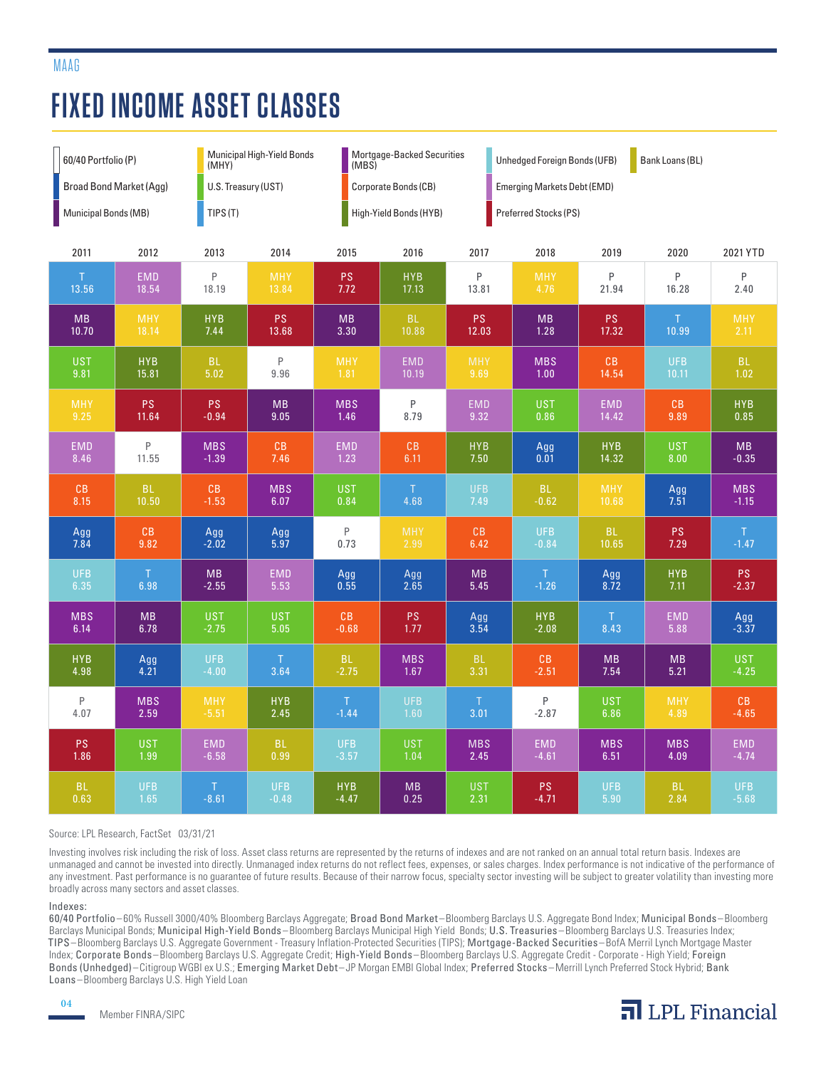MAAG

# FIXED INCOME ASSET CLASSES

| | | | | |
|---|---|---|---|---|
| 60/40 Portfolio (P) | Municipal High-Yield Bonds (MHY) | Mortgage-Backed Securities (MBS) | Unhedged Foreign Bonds (UFB) | Bank Loans (BL) |
| Broad Bond Market (Agg) | U.S. Treasury (UST) | Corporate Bonds (CB) | Emerging Markets Debt (EMD) | |
| Municipal Bonds (MB) | TIPS (T) | High-Yield Bonds (HYB) | Preferred Stocks (PS) | |

| 2011 | 2012 | 2013 | 2014 | 2015 | 2016 | 2017 | 2018 | 2019 | 2020 | 2021 YTD |
|---|---|---|---|---|---|---|---|---|---|---|
| T 13.56 | EMD 18.54 | P 18.19 | MHY 13.84 | PS 7.72 | HYB 17.13 | P 13.81 | MHY 4.76 | P 21.94 | P 16.28 | P 2.40 |
| MB 10.70 | MHY 18.14 | HYB 7.44 | PS 13.68 | MB 3.30 | BL 10.88 | PS 12.03 | MB 1.28 | PS 17.32 | T 10.99 | MHY 2.11 |
| UST 9.81 | HYB 15.81 | BL 5.02 | P 9.96 | MHY 1.81 | EMD 10.19 | MHY 9.69 | MBS 1.00 | CB 14.54 | UFB 10.11 | BL 1.02 |
| MHY 9.25 | PS 11.64 | PS -0.94 | MB 9.05 | MBS 1.46 | P 8.79 | EMD 9.32 | UST 0.86 | EMD 14.42 | CB 9.89 | HYB 0.85 |
| EMD 8.46 | P 11.55 | MBS -1.39 | CB 7.46 | EMD 1.23 | CB 6.11 | HYB 7.50 | Agg 0.01 | HYB 14.32 | UST 8.00 | MB -0.35 |
| CB 8.15 | BL 10.50 | CB -1.53 | MBS 6.07 | UST 0.84 | T 4.68 | UFB 7.49 | BL -0.62 | MHY 10.68 | Agg 7.51 | MBS -1.15 |
| Agg 7.84 | CB 9.82 | Agg -2.02 | Agg 5.97 | P 0.73 | MHY 2.99 | CB 6.42 | UFB -0.84 | BL 10.65 | PS 7.29 | T -1.47 |
| UFB 6.35 | T 6.98 | MB -2.55 | EMD 5.53 | Agg 0.55 | Agg 2.65 | MB 5.45 | T -1.26 | Agg 8.72 | HYB 7.11 | PS -2.37 |
| MBS 6.14 | MB 6.78 | UST -2.75 | UST 5.05 | CB -0.68 | PS 1.77 | Agg 3.54 | HYB -2.08 | T 8.43 | EMD 5.88 | Agg -3.37 |
| HYB 4.98 | Agg 4.21 | UFB -4.00 | T 3.64 | BL -2.75 | MBS 1.67 | BL 3.31 | CB -2.51 | MB 7.54 | MB 5.21 | UST -4.25 |
| P 4.07 | MBS 2.59 | MHY -5.51 | HYB 2.45 | T -1.44 | UFB 1.60 | T 3.01 | P -2.87 | UST 6.86 | MHY 4.89 | CB -4.65 |
| PS 1.86 | UST 1.99 | EMD -6.58 | BL 0.99 | UFB -3.57 | UST 1.04 | MBS 2.45 | EMD -4.61 | MBS 6.51 | MBS 4.09 | EMD -4.74 |
| BL 0.63 | UFB 1.65 | T -8.61 | UFB -0.48 | HYB -4.47 | MB 0.25 | UST 2.31 | PS -4.71 | UFB 5.90 | BL 2.84 | UFB -5.68 |

Source: LPL Research, FactSet 03/31/21

Investing involves risk including the risk of loss. Asset class returns are represented by the returns of indexes and are not ranked on an annual total return basis. Indexes are unmanaged and cannot be invested into directly. Unmanaged index returns do not reflect fees, expenses, or sales charges. Index performance is not indicative of the performance of any investment. Past performance is no guarantee of future results. Because of their narrow focus, specialty sector investing will be subject to greater volatility than investing more broadly across many sectors and asset classes.

Indexes:

**60/40 Portfolio** – 60% Russell 3000/40% Bloomberg Barclays Aggregate; **Broad Bond Market** – Bloomberg Barclays U.S. Aggregate Bond Index; **Municipal Bonds** – Bloomberg Barclays Municipal Bonds; **Municipal High-Yield Bonds** – Bloomberg Barclays Municipal High Yield Bonds; **U.S. Treasuries** – Bloomberg Barclays U.S. Treasuries Index; **TIPS** – Bloomberg Barclays U.S. Aggregate Government - Treasury Inflation-Protected Securities (TIPS); **Mortgage-Backed Securities** – BofA Merril Lynch Mortgage Master Index; **Corporate Bonds** – Bloomberg Barclays U.S. Aggregate Credit; **High-Yield Bonds** – Bloomberg Barclays U.S. Aggregate Credit - Corporate - High Yield; **Foreign Bonds (Unhedged)** – Citigroup WGBI ex U.S.; **Emerging Market Debt** – JP Morgan EMBI Global Index; **Preferred Stocks** – Merrill Lynch Preferred Stock Hybrid; **Bank Loans** – Bloomberg Barclays U.S. High Yield Loan

Member FINRA/SIPC

LPL Financial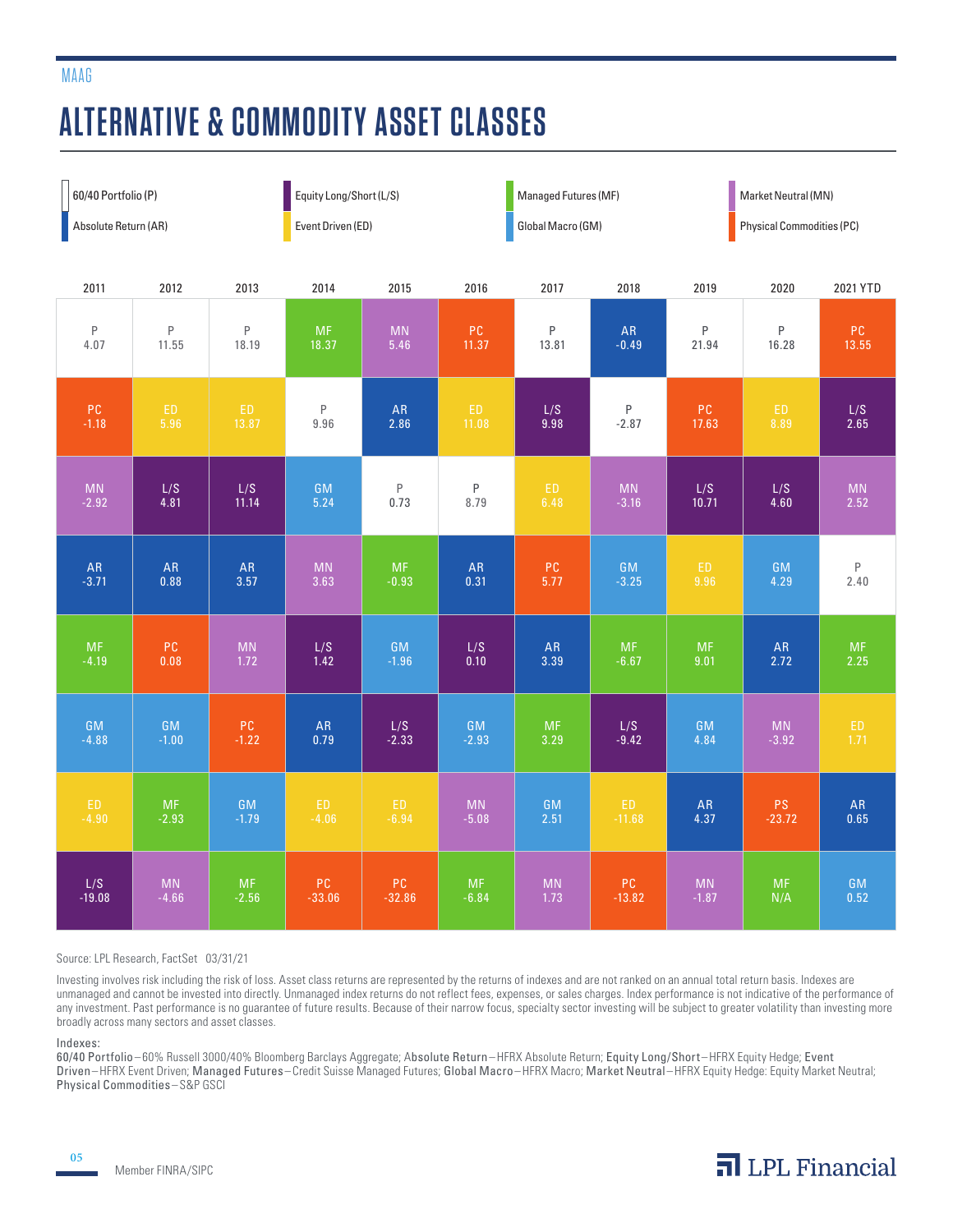# ALTERNATIVE & COMMODITY ASSET CLASSES

60/40 Portfolio (P) | Absolute Return (AR) | Equity Long/Short (L/S) | Event Driven (ED) | Managed Futures (MF) | Global Macro (GM) | Market Neutral (MN) | Physical Commodities (PC)

| 2011 | 2012 | 2013 | 2014 | 2015 | 2016 | 2017 | 2018 | 2019 | 2020 | 2021 YTD |
|---|---|---|---|---|---|---|---|---|---|---|
| P 4.07 | P 11.55 | P 18.19 | MF 18.37 | MN 5.46 | PC 11.37 | P 13.81 | AR -0.49 | P 21.94 | P 16.28 | PC 13.55 |
| PC -1.18 | ED 5.96 | ED 13.87 | P 9.96 | AR 2.86 | ED 11.08 | L/S 9.98 | P -2.87 | PC 17.63 | ED 8.89 | L/S 2.65 |
| MN -2.92 | L/S 4.81 | L/S 11.14 | GM 5.24 | P 0.73 | P 8.79 | ED 6.48 | MN -3.16 | L/S 10.71 | L/S 4.60 | MN 2.52 |
| AR -3.71 | AR 0.88 | AR 3.57 | MN 3.63 | MF -0.93 | AR 0.31 | PC 5.77 | GM -3.25 | ED 9.96 | GM 4.29 | P 2.40 |
| MF -4.19 | PC 0.08 | MN 1.72 | L/S 1.42 | GM -1.96 | L/S 0.10 | AR 3.39 | MF -6.67 | MF 9.01 | AR 2.72 | MF 2.25 |
| GM -4.88 | GM -1.00 | PC -1.22 | AR 0.79 | L/S -2.33 | GM -2.93 | MF 3.29 | L/S -9.42 | GM 4.84 | MN -3.92 | ED 1.71 |
| ED -4.90 | MF -2.93 | GM -1.79 | ED -4.06 | ED -6.94 | MN -5.08 | GM 2.51 | ED -11.68 | AR 4.37 | PS -23.72 | AR 0.65 |
| L/S -19.08 | MN -4.66 | MF -2.56 | PC -33.06 | PC -32.86 | MF -6.84 | MN 1.73 | PC -13.82 | MN -1.87 | MF N/A | GM 0.52 |

Source: LPL Research, FactSet 03/31/21

Investing involves risk including the risk of loss. Asset class returns are represented by the returns of indexes and are not ranked on an annual total return basis. Indexes are unmanaged and cannot be invested into directly. Unmanaged index returns do not reflect fees, expenses, or sales charges. Index performance is not indicative of the performance of any investment. Past performance is no guarantee of future results. Because of their narrow focus, specialty sector investing will be subject to greater volatility than investing more broadly across many sectors and asset classes.

Indexes:

**60/40 Portfolio**—60% Russell 3000/40% Bloomberg Barclays Aggregate; **Absolute Return**—HFRX Absolute Return; **Equity Long/Short**—HFRX Equity Hedge; **Event Driven**—HFRX Event Driven; **Managed Futures**—Credit Suisse Managed Futures; **Global Macro**—HFRX Macro; **Market Neutral**—HFRX Equity Hedge: Equity Market Neutral; **Physical Commodities**—S&P GSCI

Member FINRA/SIPC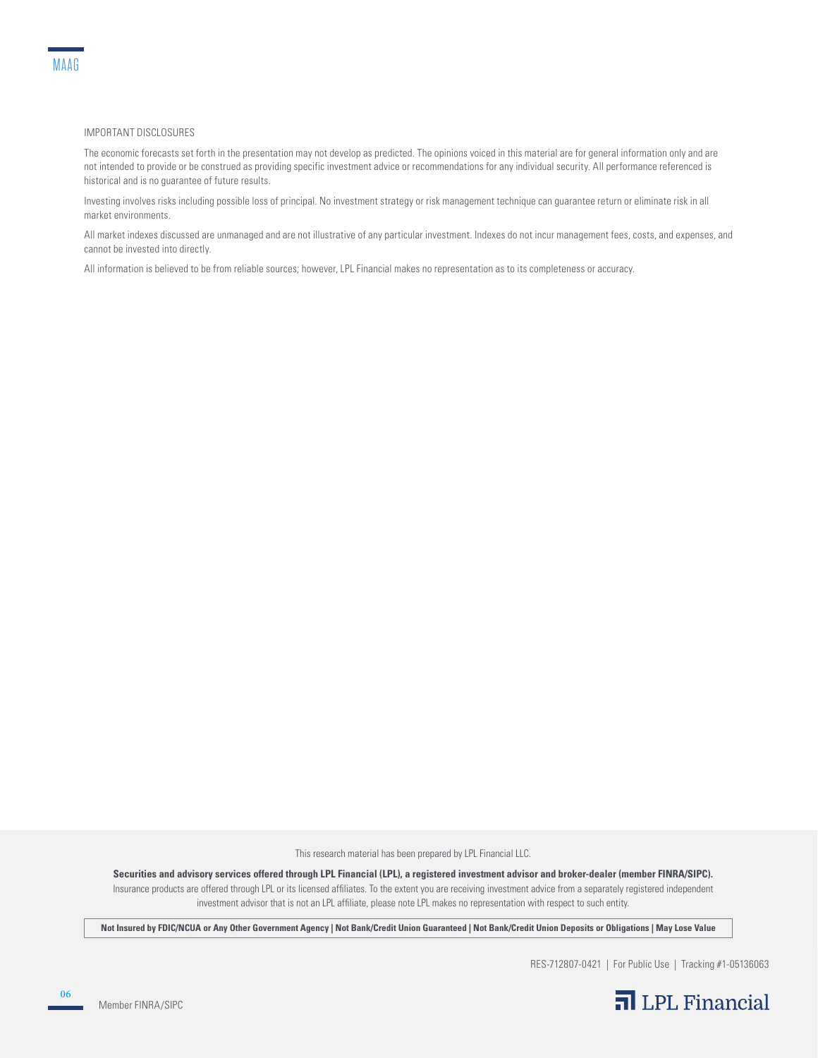IMPORTANT DISCLOSURES

The economic forecasts set forth in the presentation may not develop as predicted. The opinions voiced in this material are for general information only and are not intended to provide or be construed as providing specific investment advice or recommendations for any individual security. All performance referenced is historical and is no guarantee of future results.

Investing involves risks including possible loss of principal. No investment strategy or risk management technique can guarantee return or eliminate risk in all market environments.

All market indexes discussed are unmanaged and are not illustrative of any particular investment. Indexes do not incur management fees, costs, and expenses, and cannot be invested into directly.

All information is believed to be from reliable sources; however, LPL Financial makes no representation as to its completeness or accuracy.

This research material has been prepared by LPL Financial LLC.

**Securities and advisory services offered through LPL Financial (LPL), a registered investment advisor and broker-dealer (member FINRA/SIPC).**
Insurance products are offered through LPL or its licensed affiliates. To the extent you are receiving investment advice from a separately registered independent investment advisor that is not an LPL affiliate, please note LPL makes no representation with respect to such entity.

**Not Insured by FDIC/NCUA or Any Other Government Agency | Not Bank/Credit Union Guaranteed | Not Bank/Credit Union Deposits or Obligations | May Lose Value**

RES-712807-0421 | For Public Use | Tracking #1-05136063

Member FINRA/SIPC

LPL Financial